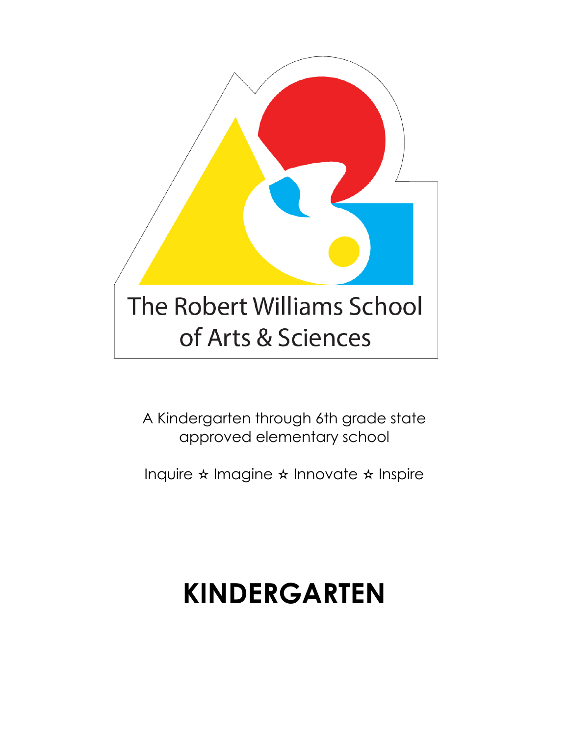# The Robert Williams School of Arts & Sciences

A Kindergarten through 6th grade state approved elementary school

Inquire ☆ Imagine ☆ Innovate ☆ Inspire

# KINDERGARTEN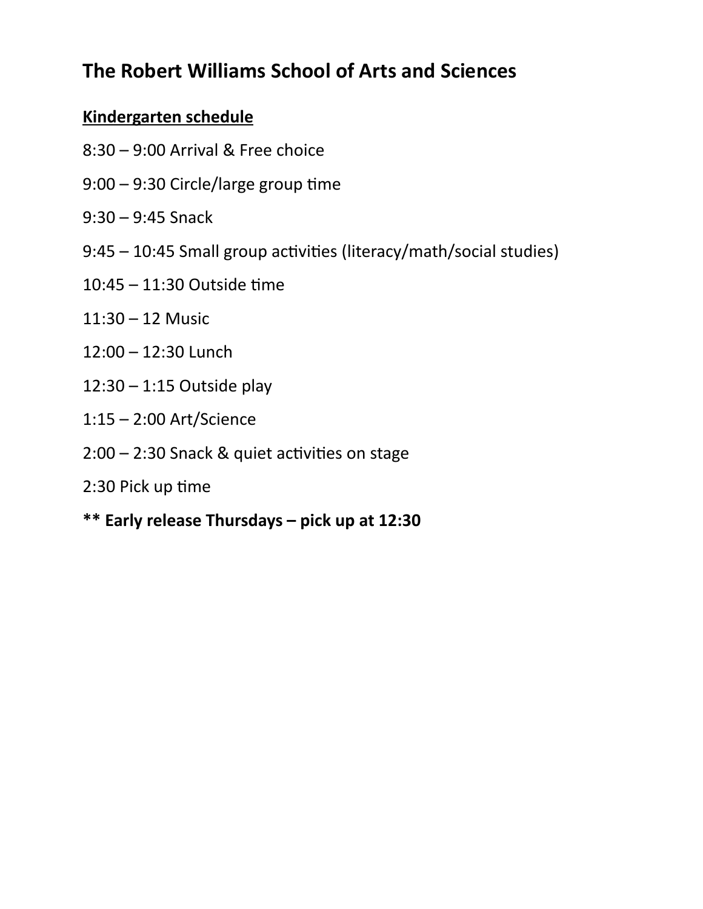# The Robert Williams School of Arts and Sciences

## Kindergarten schedule

8:30 – 9:00 Arrival & Free choice

9:00 – 9:30 Circle/large group time

9:30 – 9:45 Snack

9:45 – 10:45 Small group activities (literacy/math/social studies)

10:45 – 11:30 Outside time

11:30 – 12 Music

12:00 – 12:30 Lunch

12:30 – 1:15 Outside play

1:15 – 2:00 Art/Science

2:00 – 2:30 Snack & quiet activities on stage

2:30 Pick up time

**** Early release Thursdays – pick up at 12:30**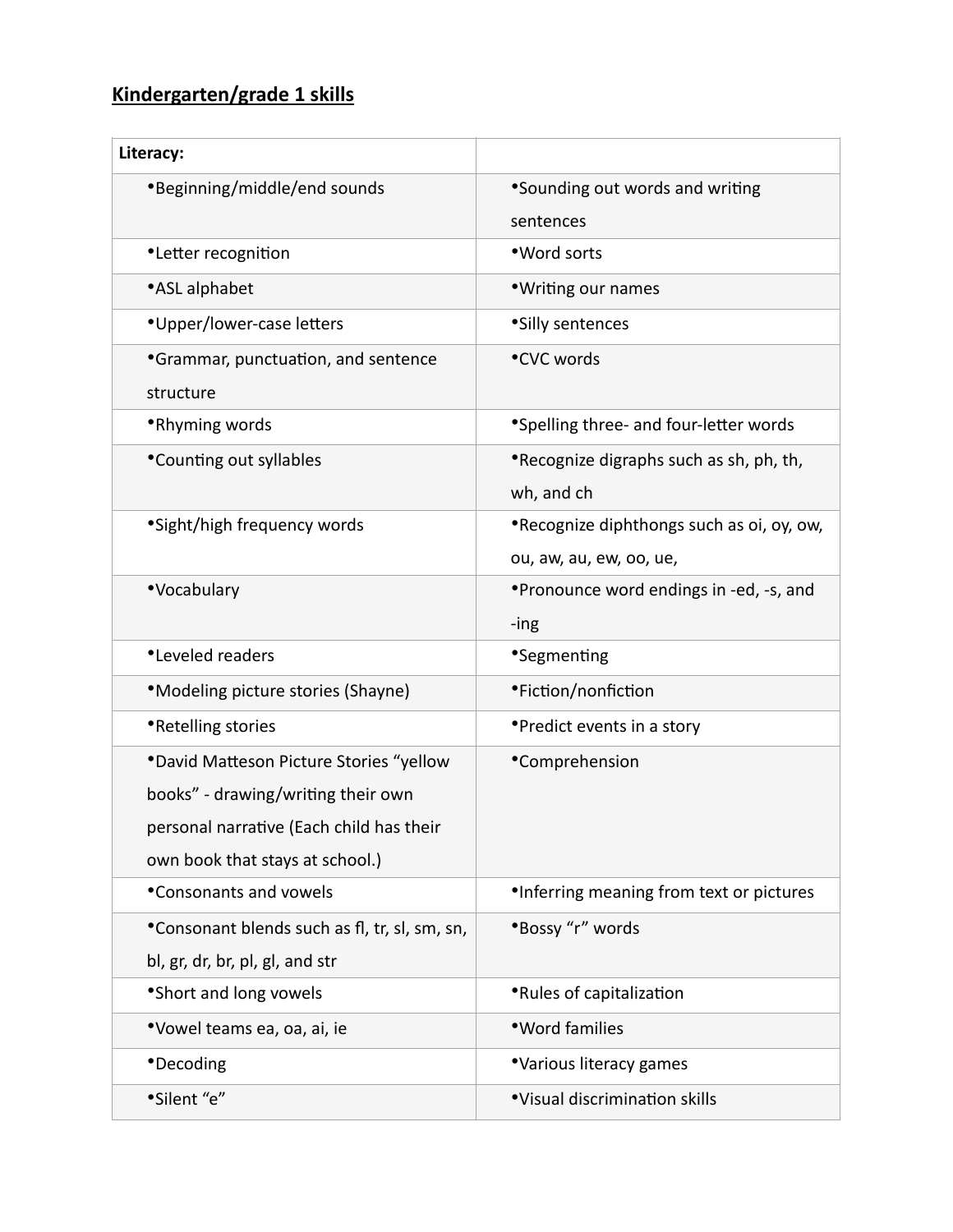## Kindergarten/grade 1 skills

| Literacy: | |
|---|---|
| •Beginning/middle/end sounds | •Sounding out words and writing sentences |
| •Letter recognition | •Word sorts |
| •ASL alphabet | •Writing our names |
| •Upper/lower-case letters | •Silly sentences |
| •Grammar, punctuation, and sentence structure | •CVC words |
| •Rhyming words | •Spelling three- and four-letter words |
| •Counting out syllables | •Recognize digraphs such as sh, ph, th, wh, and ch |
| •Sight/high frequency words | •Recognize diphthongs such as oi, oy, ow, ou, aw, au, ew, oo, ue, |
| •Vocabulary | •Pronounce word endings in -ed, -s, and -ing |
| •Leveled readers | •Segmenting |
| •Modeling picture stories (Shayne) | •Fiction/nonfiction |
| •Retelling stories | •Predict events in a story |
| •David Matteson Picture Stories "yellow books" - drawing/writing their own personal narrative (Each child has their own book that stays at school.) | •Comprehension |
| •Consonants and vowels | •Inferring meaning from text or pictures |
| •Consonant blends such as fl, tr, sl, sm, sn, bl, gr, dr, br, pl, gl, and str | •Bossy "r" words |
| •Short and long vowels | •Rules of capitalization |
| •Vowel teams ea, oa, ai, ie | •Word families |
| •Decoding | •Various literacy games |
| •Silent "e" | •Visual discrimination skills |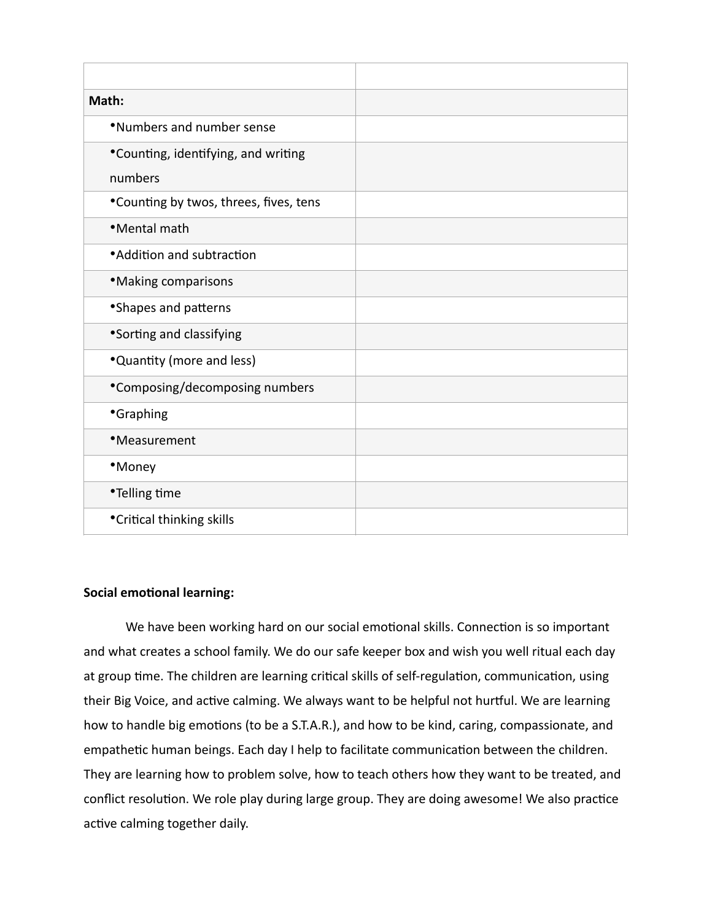| | |
|---|---|
| **Math:** | |
| •Numbers and number sense | |
| •Counting, identifying, and writing numbers | |
| •Counting by twos, threes, fives, tens | |
| •Mental math | |
| •Addition and subtraction | |
| •Making comparisons | |
| •Shapes and patterns | |
| •Sorting and classifying | |
| •Quantity (more and less) | |
| •Composing/decomposing numbers | |
| •Graphing | |
| •Measurement | |
| •Money | |
| •Telling time | |
| •Critical thinking skills | |

**Social emotional learning:**

We have been working hard on our social emotional skills. Connection is so important and what creates a school family. We do our safe keeper box and wish you well ritual each day at group time. The children are learning critical skills of self-regulation, communication, using their Big Voice, and active calming. We always want to be helpful not hurtful. We are learning how to handle big emotions (to be a S.T.A.R.), and how to be kind, caring, compassionate, and empathetic human beings. Each day I help to facilitate communication between the children. They are learning how to problem solve, how to teach others how they want to be treated, and conflict resolution. We role play during large group. They are doing awesome! We also practice active calming together daily.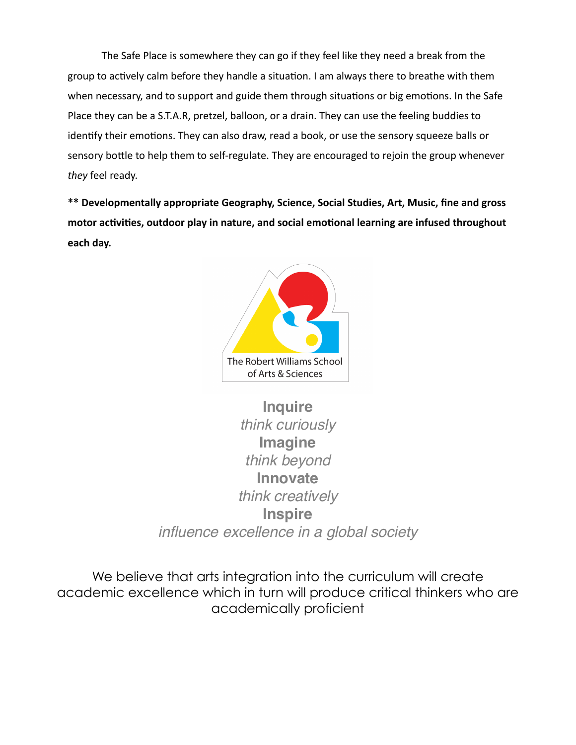The Safe Place is somewhere they can go if they feel like they need a break from the group to actively calm before they handle a situation. I am always there to breathe with them when necessary, and to support and guide them through situations or big emotions. In the Safe Place they can be a S.T.A.R, pretzel, balloon, or a drain. They can use the feeling buddies to identify their emotions. They can also draw, read a book, or use the sensory squeeze balls or sensory bottle to help them to self-regulate. They are encouraged to rejoin the group whenever *they* feel ready.

**** Developmentally appropriate Geography, Science, Social Studies, Art, Music, fine and gross motor activities, outdoor play in nature, and social emotional learning are infused throughout each day.**

The Robert Williams School of Arts & Sciences

**Inquire**
*think curiously*
**Imagine**
*think beyond*
**Innovate**
*think creatively*
**Inspire**
*influence excellence in a global society*

We believe that arts integration into the curriculum will create academic excellence which in turn will produce critical thinkers who are academically proficient